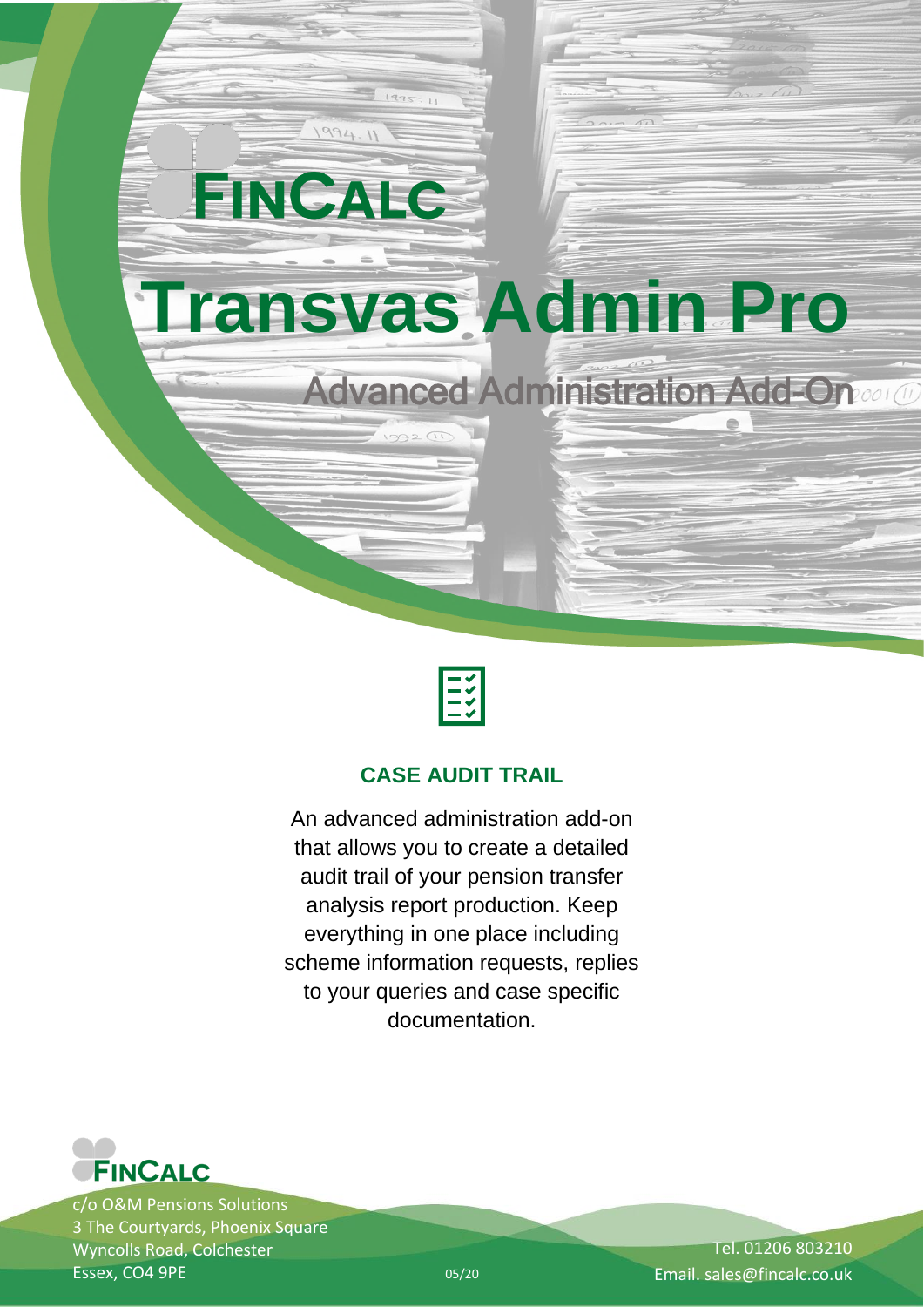FINCALC

# Transvas Admin Pro

## Advanced Administration Add-On

### CASE AUDIT TRAIL

An advanced administration add-on that allows you to create a detailed audit trail of your pension transfer analysis report production. Keep everything in one place including scheme information requests, replies to your queries and case specific documentation.

FINCALC

c/o O&M Pensions Solutions
3 The Courtyards, Phoenix Square
Wyncolls Road, Colchester
Essex, CO4 9PE

05/20

Tel. 01206 803210
Email. sales@fincalc.co.uk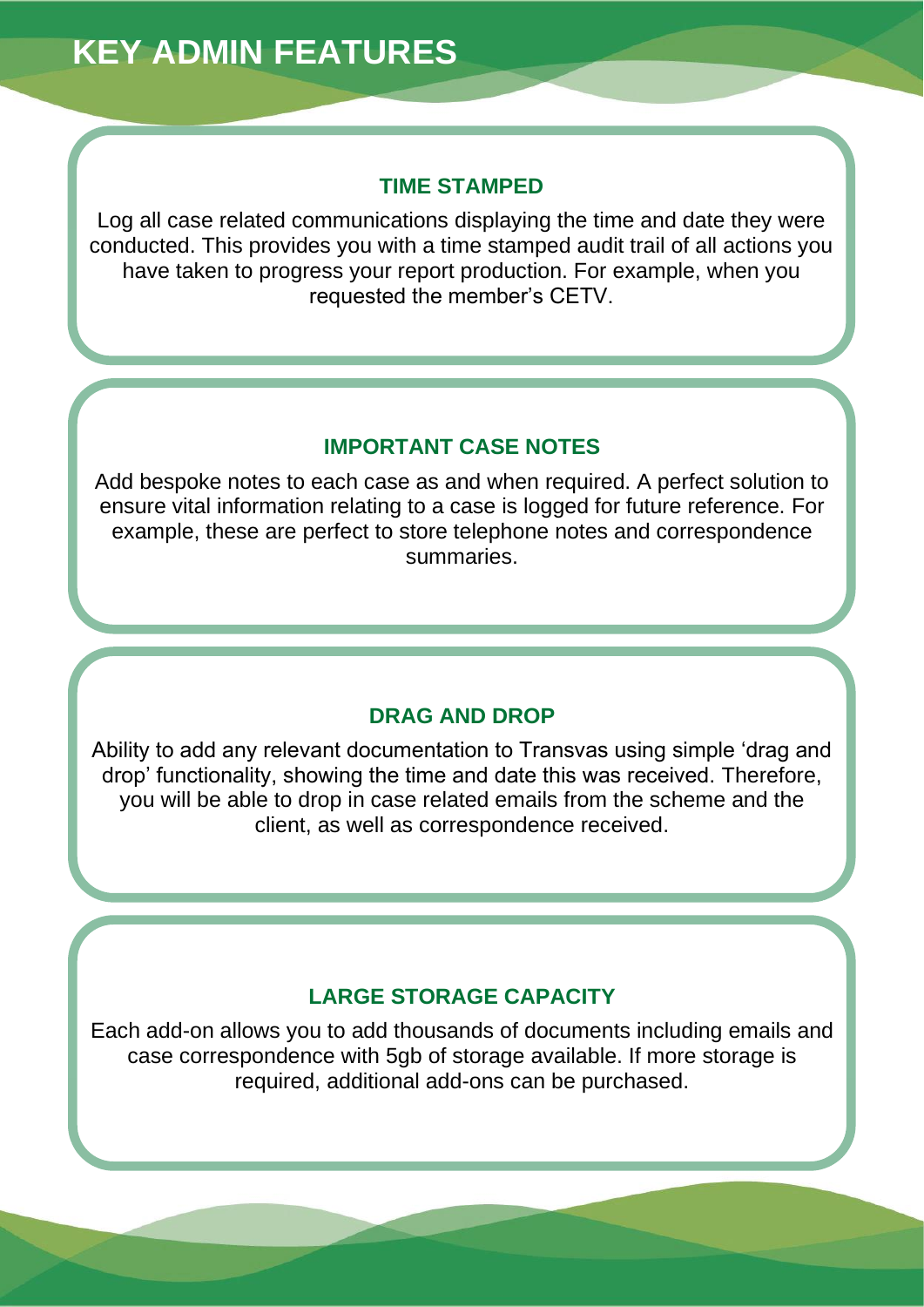# KEY ADMIN FEATURES

### TIME STAMPED

Log all case related communications displaying the time and date they were conducted. This provides you with a time stamped audit trail of all actions you have taken to progress your report production. For example, when you requested the member's CETV.

### IMPORTANT CASE NOTES

Add bespoke notes to each case as and when required. A perfect solution to ensure vital information relating to a case is logged for future reference. For example, these are perfect to store telephone notes and correspondence summaries.

### DRAG AND DROP

Ability to add any relevant documentation to Transvas using simple 'drag and drop' functionality, showing the time and date this was received. Therefore, you will be able to drop in case related emails from the scheme and the client, as well as correspondence received.

### LARGE STORAGE CAPACITY

Each add-on allows you to add thousands of documents including emails and case correspondence with 5gb of storage available. If more storage is required, additional add-ons can be purchased.